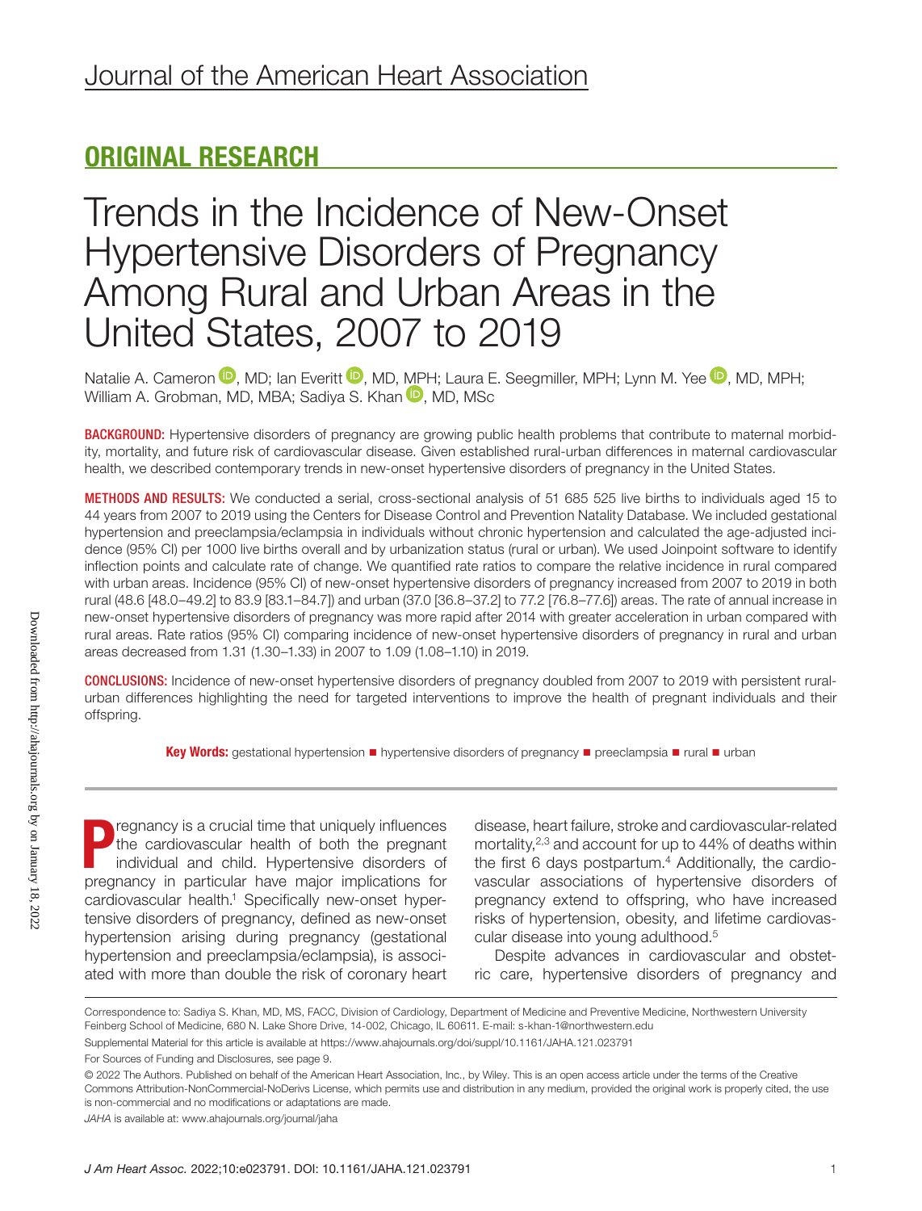# Journal of the American Heart Association

## ORIGINAL RESEARCH

# Trends in the Incidence of New-Onset Hypertensive Disorders of Pregnancy Among Rural and Urban Areas in the United States, 2007 to 2019

Natalie A. Cameron, MD; Ian Everitt, MD, MPH; Laura E. Seegmiller, MPH; Lynn M. Yee, MD, MPH; William A. Grobman, MD, MBA; Sadiya S. Khan, MD, MSc

**BACKGROUND:** Hypertensive disorders of pregnancy are growing public health problems that contribute to maternal morbidity, mortality, and future risk of cardiovascular disease. Given established rural-urban differences in maternal cardiovascular health, we described contemporary trends in new-onset hypertensive disorders of pregnancy in the United States.

**METHODS AND RESULTS:** We conducted a serial, cross-sectional analysis of 51 685 525 live births to individuals aged 15 to 44 years from 2007 to 2019 using the Centers for Disease Control and Prevention Natality Database. We included gestational hypertension and preeclampsia/eclampsia in individuals without chronic hypertension and calculated the age-adjusted incidence (95% CI) per 1000 live births overall and by urbanization status (rural or urban). We used Joinpoint software to identify inflection points and calculate rate of change. We quantified rate ratios to compare the relative incidence in rural compared with urban areas. Incidence (95% CI) of new-onset hypertensive disorders of pregnancy increased from 2007 to 2019 in both rural (48.6 [48.0–49.2] to 83.9 [83.1–84.7]) and urban (37.0 [36.8–37.2] to 77.2 [76.8–77.6]) areas. The rate of annual increase in new-onset hypertensive disorders of pregnancy was more rapid after 2014 with greater acceleration in urban compared with rural areas. Rate ratios (95% CI) comparing incidence of new-onset hypertensive disorders of pregnancy in rural and urban areas decreased from 1.31 (1.30–1.33) in 2007 to 1.09 (1.08–1.10) in 2019.

**CONCLUSIONS:** Incidence of new-onset hypertensive disorders of pregnancy doubled from 2007 to 2019 with persistent rural-urban differences highlighting the need for targeted interventions to improve the health of pregnant individuals and their offspring.

**Key Words:** gestational hypertension ■ hypertensive disorders of pregnancy ■ preeclampsia ■ rural ■ urban

Pregnancy is a crucial time that uniquely influences the cardiovascular health of both the pregnant individual and child. Hypertensive disorders of pregnancy in particular have major implications for cardiovascular health.[1] Specifically new-onset hypertensive disorders of pregnancy, defined as new-onset hypertension arising during pregnancy (gestational hypertension and preeclampsia/eclampsia), is associated with more than double the risk of coronary heart disease, heart failure, stroke and cardiovascular-related mortality,[2,3] and account for up to 44% of deaths within the first 6 days postpartum.[4] Additionally, the cardiovascular associations of hypertensive disorders of pregnancy extend to offspring, who have increased risks of hypertension, obesity, and lifetime cardiovascular disease into young adulthood.[5]

Despite advances in cardiovascular and obstetric care, hypertensive disorders of pregnancy and

Correspondence to: Sadiya S. Khan, MD, MS, FACC, Division of Cardiology, Department of Medicine and Preventive Medicine, Northwestern University Feinberg School of Medicine, 680 N. Lake Shore Drive, 14-002, Chicago, IL 60611. E-mail: s-khan-1@northwestern.edu

Supplemental Material for this article is available at https://www.ahajournals.org/doi/suppl/10.1161/JAHA.121.023791

For Sources of Funding and Disclosures, see page 9.

© 2022 The Authors. Published on behalf of the American Heart Association, Inc., by Wiley. This is an open access article under the terms of the Creative Commons Attribution-NonCommercial-NoDerivs License, which permits use and distribution in any medium, provided the original work is properly cited, the use is non-commercial and no modifications or adaptations are made.

*JAHA* is available at: www.ahajournals.org/journal/jaha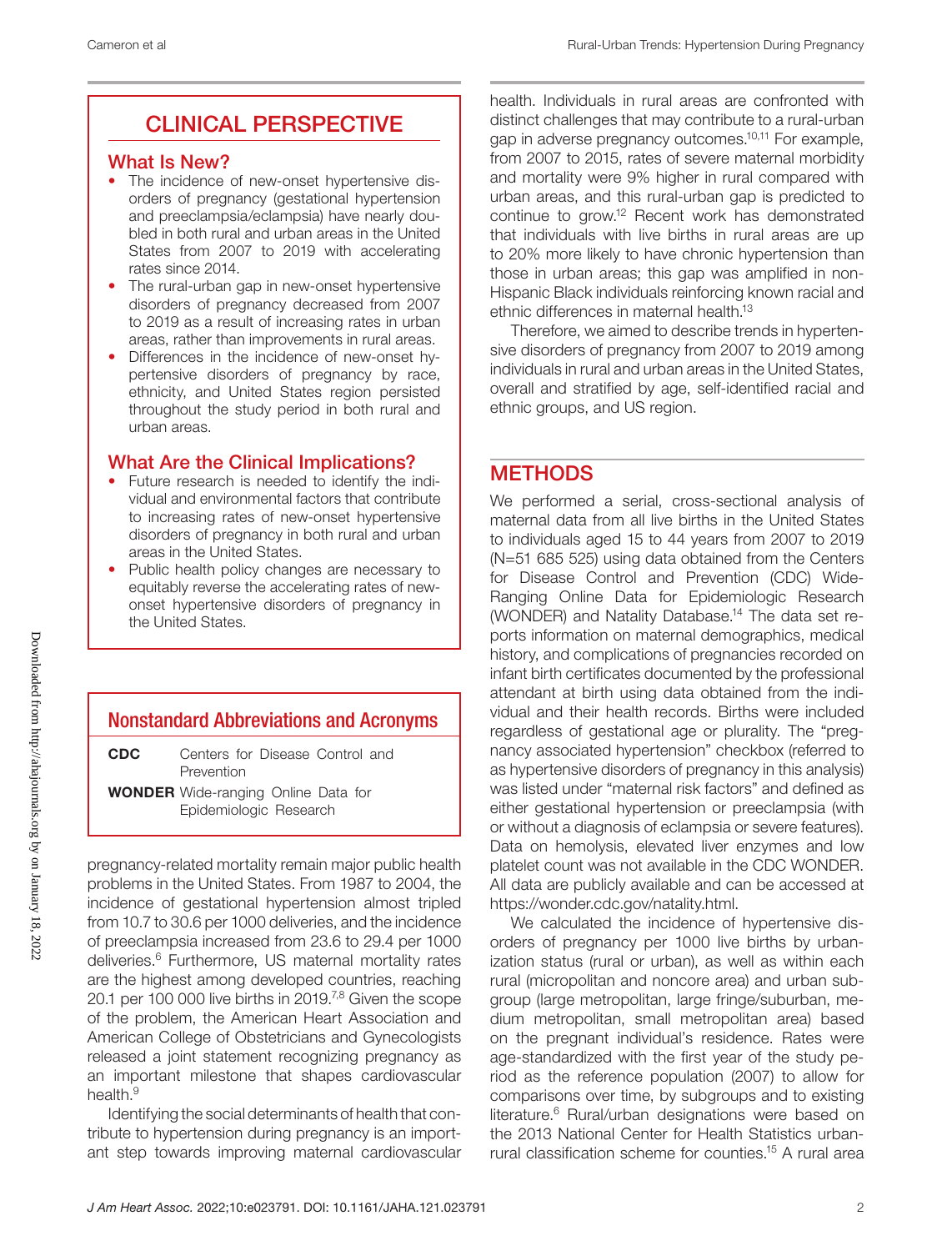## CLINICAL PERSPECTIVE

### What Is New?

- The incidence of new-onset hypertensive disorders of pregnancy (gestational hypertension and preeclampsia/eclampsia) have nearly doubled in both rural and urban areas in the United States from 2007 to 2019 with accelerating rates since 2014.
- The rural-urban gap in new-onset hypertensive disorders of pregnancy decreased from 2007 to 2019 as a result of increasing rates in urban areas, rather than improvements in rural areas.
- Differences in the incidence of new-onset hypertensive disorders of pregnancy by race, ethnicity, and United States region persisted throughout the study period in both rural and urban areas.

### What Are the Clinical Implications?

- Future research is needed to identify the individual and environmental factors that contribute to increasing rates of new-onset hypertensive disorders of pregnancy in both rural and urban areas in the United States.
- Public health policy changes are necessary to equitably reverse the accelerating rates of new-onset hypertensive disorders of pregnancy in the United States.

## Nonstandard Abbreviations and Acronyms

| | |
|---|---|
| **CDC** | Centers for Disease Control and Prevention |
| **WONDER** | Wide-ranging Online Data for Epidemiologic Research |

pregnancy-related mortality remain major public health problems in the United States. From 1987 to 2004, the incidence of gestational hypertension almost tripled from 10.7 to 30.6 per 1000 deliveries, and the incidence of preeclampsia increased from 23.6 to 29.4 per 1000 deliveries.[6] Furthermore, US maternal mortality rates are the highest among developed countries, reaching 20.1 per 100 000 live births in 2019.[7,8] Given the scope of the problem, the American Heart Association and American College of Obstetricians and Gynecologists released a joint statement recognizing pregnancy as an important milestone that shapes cardiovascular health.[9]

Identifying the social determinants of health that contribute to hypertension during pregnancy is an important step towards improving maternal cardiovascular health. Individuals in rural areas are confronted with distinct challenges that may contribute to a rural-urban gap in adverse pregnancy outcomes.[10,11] For example, from 2007 to 2015, rates of severe maternal morbidity and mortality were 9% higher in rural compared with urban areas, and this rural-urban gap is predicted to continue to grow.[12] Recent work has demonstrated that individuals with live births in rural areas are up to 20% more likely to have chronic hypertension than those in urban areas; this gap was amplified in non-Hispanic Black individuals reinforcing known racial and ethnic differences in maternal health.[13]

Therefore, we aimed to describe trends in hypertensive disorders of pregnancy from 2007 to 2019 among individuals in rural and urban areas in the United States, overall and stratified by age, self-identified racial and ethnic groups, and US region.

## METHODS

We performed a serial, cross-sectional analysis of maternal data from all live births in the United States to individuals aged 15 to 44 years from 2007 to 2019 (N=51 685 525) using data obtained from the Centers for Disease Control and Prevention (CDC) Wide-Ranging Online Data for Epidemiologic Research (WONDER) and Natality Database.[14] The data set reports information on maternal demographics, medical history, and complications of pregnancies recorded on infant birth certificates documented by the professional attendant at birth using data obtained from the individual and their health records. Births were included regardless of gestational age or plurality. The "pregnancy associated hypertension" checkbox (referred to as hypertensive disorders of pregnancy in this analysis) was listed under "maternal risk factors" and defined as either gestational hypertension or preeclampsia (with or without a diagnosis of eclampsia or severe features). Data on hemolysis, elevated liver enzymes and low platelet count was not available in the CDC WONDER. All data are publicly available and can be accessed at https://wonder.cdc.gov/natality.html.

We calculated the incidence of hypertensive disorders of pregnancy per 1000 live births by urbanization status (rural or urban), as well as within each rural (micropolitan and noncore area) and urban subgroup (large metropolitan, large fringe/suburban, medium metropolitan, small metropolitan area) based on the pregnant individual's residence. Rates were age-standardized with the first year of the study period as the reference population (2007) to allow for comparisons over time, by subgroups and to existing literature.[6] Rural/urban designations were based on the 2013 National Center for Health Statistics urban-rural classification scheme for counties.[15] A rural area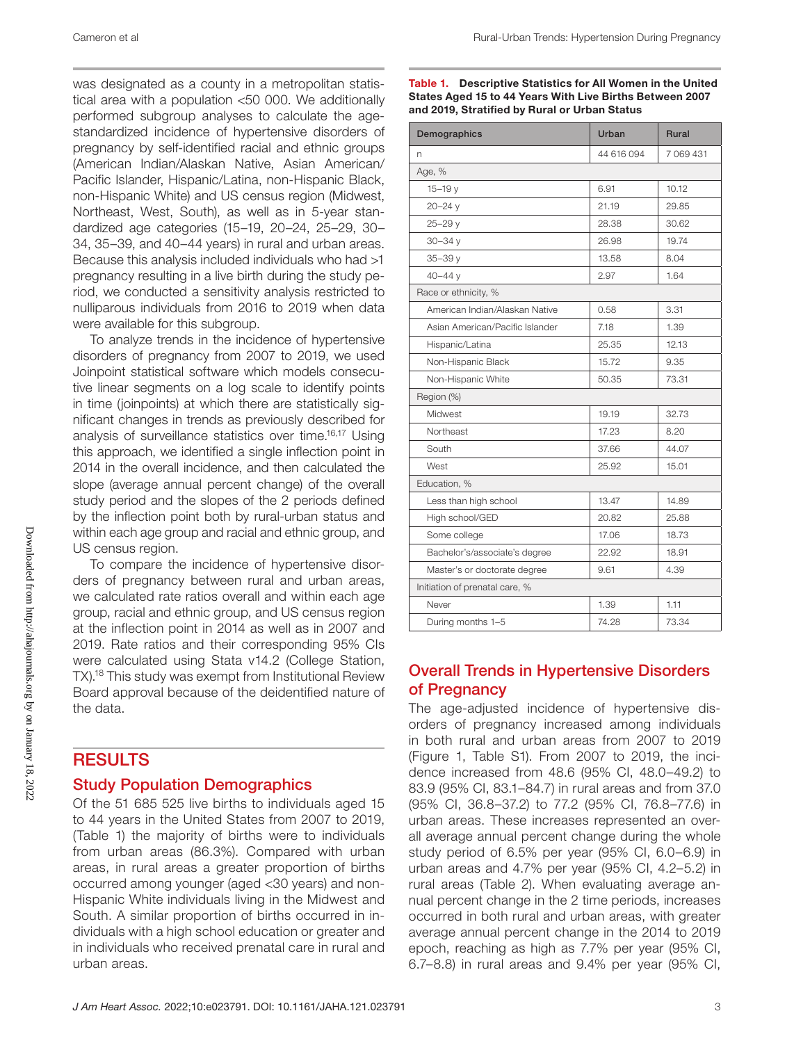was designated as a county in a metropolitan statistical area with a population <50 000. We additionally performed subgroup analyses to calculate the age-standardized incidence of hypertensive disorders of pregnancy by self-identified racial and ethnic groups (American Indian/Alaskan Native, Asian American/Pacific Islander, Hispanic/Latina, non-Hispanic Black, non-Hispanic White) and US census region (Midwest, Northeast, West, South), as well as in 5-year standardized age categories (15–19, 20–24, 25–29, 30–34, 35–39, and 40–44 years) in rural and urban areas. Because this analysis included individuals who had >1 pregnancy resulting in a live birth during the study period, we conducted a sensitivity analysis restricted to nulliparous individuals from 2016 to 2019 when data were available for this subgroup.

To analyze trends in the incidence of hypertensive disorders of pregnancy from 2007 to 2019, we used Joinpoint statistical software which models consecutive linear segments on a log scale to identify points in time (joinpoints) at which there are statistically significant changes in trends as previously described for analysis of surveillance statistics over time.[16,17] Using this approach, we identified a single inflection point in 2014 in the overall incidence, and then calculated the slope (average annual percent change) of the overall study period and the slopes of the 2 periods defined by the inflection point both by rural-urban status and within each age group and racial and ethnic group, and US census region.

To compare the incidence of hypertensive disorders of pregnancy between rural and urban areas, we calculated rate ratios overall and within each age group, racial and ethnic group, and US census region at the inflection point in 2014 as well as in 2007 and 2019. Rate ratios and their corresponding 95% CIs were calculated using Stata v14.2 (College Station, TX).[18] This study was exempt from Institutional Review Board approval because of the deidentified nature of the data.

## RESULTS

### Study Population Demographics

Of the 51 685 525 live births to individuals aged 15 to 44 years in the United States from 2007 to 2019, (Table 1) the majority of births were to individuals from urban areas (86.3%). Compared with urban areas, in rural areas a greater proportion of births occurred among younger (aged <30 years) and non-Hispanic White individuals living in the Midwest and South. A similar proportion of births occurred in individuals with a high school education or greater and in individuals who received prenatal care in rural and urban areas.

**Table 1. Descriptive Statistics for All Women in the United States Aged 15 to 44 Years With Live Births Between 2007 and 2019, Stratified by Rural or Urban Status**

| Demographics | Urban | Rural |
|---|---|---|
| n | 44 616 094 | 7 069 431 |
| Age, % | | |
| 15–19 y | 6.91 | 10.12 |
| 20–24 y | 21.19 | 29.85 |
| 25–29 y | 28.38 | 30.62 |
| 30–34 y | 26.98 | 19.74 |
| 35–39 y | 13.58 | 8.04 |
| 40–44 y | 2.97 | 1.64 |
| Race or ethnicity, % | | |
| American Indian/Alaskan Native | 0.58 | 3.31 |
| Asian American/Pacific Islander | 7.18 | 1.39 |
| Hispanic/Latina | 25.35 | 12.13 |
| Non-Hispanic Black | 15.72 | 9.35 |
| Non-Hispanic White | 50.35 | 73.31 |
| Region (%) | | |
| Midwest | 19.19 | 32.73 |
| Northeast | 17.23 | 8.20 |
| South | 37.66 | 44.07 |
| West | 25.92 | 15.01 |
| Education, % | | |
| Less than high school | 13.47 | 14.89 |
| High school/GED | 20.82 | 25.88 |
| Some college | 17.06 | 18.73 |
| Bachelor's/associate's degree | 22.92 | 18.91 |
| Master's or doctorate degree | 9.61 | 4.39 |
| Initiation of prenatal care, % | | |
| Never | 1.39 | 1.11 |
| During months 1–5 | 74.28 | 73.34 |

### Overall Trends in Hypertensive Disorders of Pregnancy

The age-adjusted incidence of hypertensive disorders of pregnancy increased among individuals in both rural and urban areas from 2007 to 2019 (Figure 1, Table S1). From 2007 to 2019, the incidence increased from 48.6 (95% CI, 48.0–49.2) to 83.9 (95% CI, 83.1–84.7) in rural areas and from 37.0 (95% CI, 36.8–37.2) to 77.2 (95% CI, 76.8–77.6) in urban areas. These increases represented an overall average annual percent change during the whole study period of 6.5% per year (95% CI, 6.0–6.9) in urban areas and 4.7% per year (95% CI, 4.2–5.2) in rural areas (Table 2). When evaluating average annual percent change in the 2 time periods, increases occurred in both rural and urban areas, with greater average annual percent change in the 2014 to 2019 epoch, reaching as high as 7.7% per year (95% CI, 6.7–8.8) in rural areas and 9.4% per year (95% CI,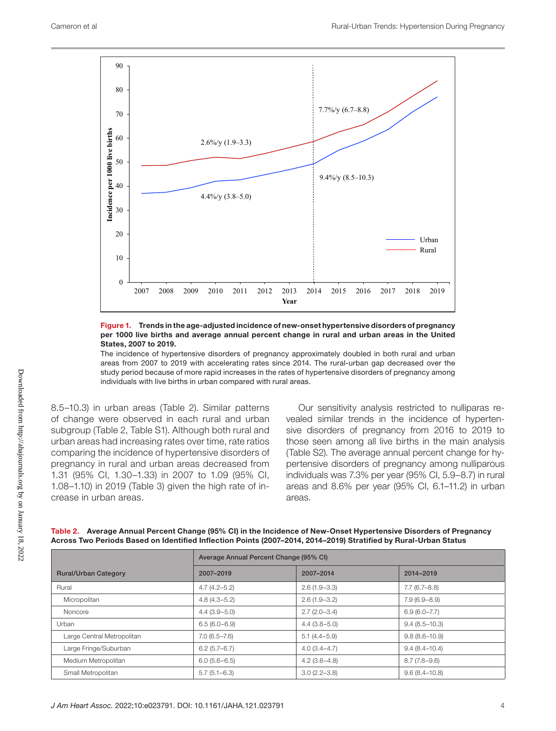**Figure 1. Trends in the age-adjusted incidence of new-onset hypertensive disorders of pregnancy per 1000 live births and average annual percent change in rural and urban areas in the United States, 2007 to 2019.**

The incidence of hypertensive disorders of pregnancy approximately doubled in both rural and urban areas from 2007 to 2019 with accelerating rates since 2014. The rural-urban gap decreased over the study period because of more rapid increases in the rates of hypertensive disorders of pregnancy among individuals with live births in urban compared with rural areas.

8.5–10.3) in urban areas (Table 2). Similar patterns of change were observed in each rural and urban subgroup (Table 2, Table S1). Although both rural and urban areas had increasing rates over time, rate ratios comparing the incidence of hypertensive disorders of pregnancy in rural and urban areas decreased from 1.31 (95% CI, 1.30–1.33) in 2007 to 1.09 (95% CI, 1.08–1.10) in 2019 (Table 3) given the high rate of increase in urban areas.

Our sensitivity analysis restricted to nulliparas revealed similar trends in the incidence of hypertensive disorders of pregnancy from 2016 to 2019 to those seen among all live births in the main analysis (Table S2). The average annual percent change for hypertensive disorders of pregnancy among nulliparous individuals was 7.3% per year (95% CI, 5.9–8.7) in rural areas and 8.6% per year (95% CI, 6.1–11.2) in urban areas.

**Table 2. Average Annual Percent Change (95% CI) in the Incidence of New-Onset Hypertensive Disorders of Pregnancy Across Two Periods Based on Identified Inflection Points (2007–2014, 2014–2019) Stratified by Rural-Urban Status**

| Rural/Urban Category | Average Annual Percent Change (95% CI) | | |
|---|---|---|---|
| | 2007–2019 | 2007–2014 | 2014–2019 |
| Rural | 4.7 (4.2–5.2) | 2.6 (1.9–3.3) | 7.7 (6.7–8.8) |
| Micropolitan | 4.8 (4.3–5.2) | 2.6 (1.9–3.2) | 7.9 (6.9–8.9) |
| Noncore | 4.4 (3.9–5.0) | 2.7 (2.0–3.4) | 6.9 (6.0–7.7) |
| Urban | 6.5 (6.0–6.9) | 4.4 (3.8–5.0) | 9.4 (8.5–10.3) |
| Large Central Metropolitan | 7.0 (6.5–7.6) | 5.1 (4.4–5.9) | 9.8 (8.6–10.9) |
| Large Fringe/Suburban | 6.2 (5.7–6.7) | 4.0 (3.4–4.7) | 9.4 (8.4–10.4) |
| Medium Metropolitan | 6.0 (5.6–6.5) | 4.2 (3.6–4.8) | 8.7 (7.8–9.6) |
| Small Metropolitan | 5.7 (5.1–6.3) | 3.0 (2.2–3.8) | 9.6 (8.4–10.8) |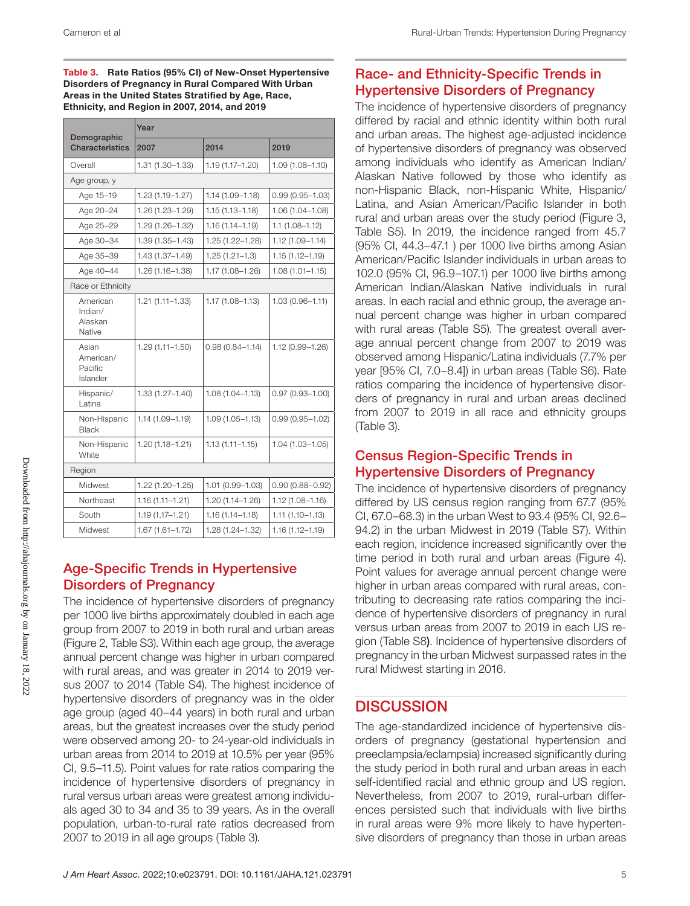**Table 3. Rate Ratios (95% CI) of New-Onset Hypertensive Disorders of Pregnancy in Rural Compared With Urban Areas in the United States Stratified by Age, Race, Ethnicity, and Region in 2007, 2014, and 2019**

| Demographic Characteristics | Year | | |
|---|---|---|---|
| | 2007 | 2014 | 2019 |
| Overall | 1.31 (1.30–1.33) | 1.19 (1.17–1.20) | 1.09 (1.08–1.10) |
| Age group, y | | | |
| Age 15–19 | 1.23 (1.19–1.27) | 1.14 (1.09–1.18) | 0.99 (0.95–1.03) |
| Age 20–24 | 1.26 (1.23–1.29) | 1.15 (1.13–1.18) | 1.06 (1.04–1.08) |
| Age 25–29 | 1.29 (1.26–1.32) | 1.16 (1.14–1.19) | 1.1 (1.08–1.12) |
| Age 30–34 | 1.39 (1.35–1.43) | 1.25 (1.22–1.28) | 1.12 (1.09–1.14) |
| Age 35–39 | 1.43 (1.37–1.49) | 1.25 (1.21–1.3) | 1.15 (1.12–1.19) |
| Age 40–44 | 1.26 (1.16–1.38) | 1.17 (1.08–1.26) | 1.08 (1.01–1.15) |
| Race or Ethnicity | | | |
| American Indian/Alaskan Native | 1.21 (1.11–1.33) | 1.17 (1.08–1.13) | 1.03 (0.96–1.11) |
| Asian American/Pacific Islander | 1.29 (1.11–1.50) | 0.98 (0.84–1.14) | 1.12 (0.99–1.26) |
| Hispanic/Latina | 1.33 (1.27–1.40) | 1.08 (1.04–1.13) | 0.97 (0.93–1.00) |
| Non-Hispanic Black | 1.14 (1.09–1.19) | 1.09 (1.05–1.13) | 0.99 (0.95–1.02) |
| Non-Hispanic White | 1.20 (1.18–1.21) | 1.13 (1.11–1.15) | 1.04 (1.03–1.05) |
| Region | | | |
| Midwest | 1.22 (1.20–1.25) | 1.01 (0.99–1.03) | 0.90 (0.88–0.92) |
| Northeast | 1.16 (1.11–1.21) | 1.20 (1.14–1.26) | 1.12 (1.08–1.16) |
| South | 1.19 (1.17–1.21) | 1.16 (1.14–1.18) | 1.11 (1.10–1.13) |
| Midwest | 1.67 (1.61–1.72) | 1.28 (1.24–1.32) | 1.16 (1.12–1.19) |

## Age-Specific Trends in Hypertensive Disorders of Pregnancy

The incidence of hypertensive disorders of pregnancy per 1000 live births approximately doubled in each age group from 2007 to 2019 in both rural and urban areas (Figure 2, Table S3). Within each age group, the average annual percent change was higher in urban compared with rural areas, and was greater in 2014 to 2019 versus 2007 to 2014 (Table S4). The highest incidence of hypertensive disorders of pregnancy was in the older age group (aged 40–44 years) in both rural and urban areas, but the greatest increases over the study period were observed among 20- to 24-year-old individuals in urban areas from 2014 to 2019 at 10.5% per year (95% CI, 9.5–11.5). Point values for rate ratios comparing the incidence of hypertensive disorders of pregnancy in rural versus urban areas were greatest among individuals aged 30 to 34 and 35 to 39 years. As in the overall population, urban-to-rural rate ratios decreased from 2007 to 2019 in all age groups (Table 3).

## Race- and Ethnicity-Specific Trends in Hypertensive Disorders of Pregnancy

The incidence of hypertensive disorders of pregnancy differed by racial and ethnic identity within both rural and urban areas. The highest age-adjusted incidence of hypertensive disorders of pregnancy was observed among individuals who identify as American Indian/Alaskan Native followed by those who identify as non-Hispanic Black, non-Hispanic White, Hispanic/Latina, and Asian American/Pacific Islander in both rural and urban areas over the study period (Figure 3, Table S5). In 2019, the incidence ranged from 45.7 (95% CI, 44.3–47.1 ) per 1000 live births among Asian American/Pacific Islander individuals in urban areas to 102.0 (95% CI, 96.9–107.1) per 1000 live births among American Indian/Alaskan Native individuals in rural areas. In each racial and ethnic group, the average annual percent change was higher in urban compared with rural areas (Table S5). The greatest overall average annual percent change from 2007 to 2019 was observed among Hispanic/Latina individuals (7.7% per year [95% CI, 7.0–8.4]) in urban areas (Table S6). Rate ratios comparing the incidence of hypertensive disorders of pregnancy in rural and urban areas declined from 2007 to 2019 in all race and ethnicity groups (Table 3).

## Census Region-Specific Trends in Hypertensive Disorders of Pregnancy

The incidence of hypertensive disorders of pregnancy differed by US census region ranging from 67.7 (95% CI, 67.0–68.3) in the urban West to 93.4 (95% CI, 92.6–94.2) in the urban Midwest in 2019 (Table S7). Within each region, incidence increased significantly over the time period in both rural and urban areas (Figure 4). Point values for average annual percent change were higher in urban areas compared with rural areas, contributing to decreasing rate ratios comparing the incidence of hypertensive disorders of pregnancy in rural versus urban areas from 2007 to 2019 in each US region (Table S8). Incidence of hypertensive disorders of pregnancy in the urban Midwest surpassed rates in the rural Midwest starting in 2016.

# DISCUSSION

The age-standardized incidence of hypertensive disorders of pregnancy (gestational hypertension and preeclampsia/eclampsia) increased significantly during the study period in both rural and urban areas in each self-identified racial and ethnic group and US region. Nevertheless, from 2007 to 2019, rural-urban differences persisted such that individuals with live births in rural areas were 9% more likely to have hypertensive disorders of pregnancy than those in urban areas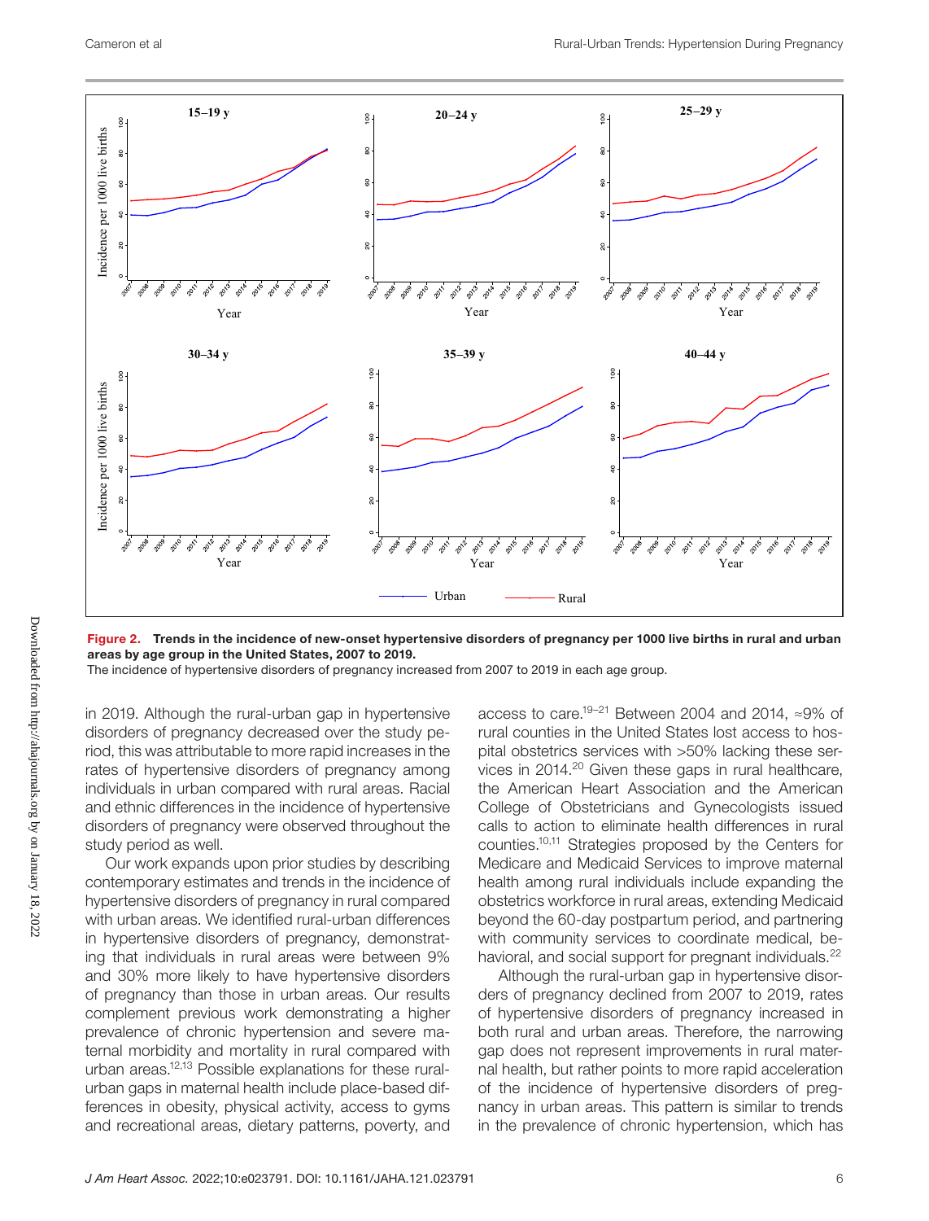**Figure 2. Trends in the incidence of new-onset hypertensive disorders of pregnancy per 1000 live births in rural and urban areas by age group in the United States, 2007 to 2019.**

The incidence of hypertensive disorders of pregnancy increased from 2007 to 2019 in each age group.

in 2019. Although the rural-urban gap in hypertensive disorders of pregnancy decreased over the study period, this was attributable to more rapid increases in the rates of hypertensive disorders of pregnancy among individuals in urban compared with rural areas. Racial and ethnic differences in the incidence of hypertensive disorders of pregnancy were observed throughout the study period as well.

Our work expands upon prior studies by describing contemporary estimates and trends in the incidence of hypertensive disorders of pregnancy in rural compared with urban areas. We identified rural-urban differences in hypertensive disorders of pregnancy, demonstrating that individuals in rural areas were between 9% and 30% more likely to have hypertensive disorders of pregnancy than those in urban areas. Our results complement previous work demonstrating a higher prevalence of chronic hypertension and severe maternal morbidity and mortality in rural compared with urban areas.[12,13] Possible explanations for these rural-urban gaps in maternal health include place-based differences in obesity, physical activity, access to gyms and recreational areas, dietary patterns, poverty, and access to care.[19–21] Between 2004 and 2014, ≈9% of rural counties in the United States lost access to hospital obstetrics services with >50% lacking these services in 2014.[20] Given these gaps in rural healthcare, the American Heart Association and the American College of Obstetricians and Gynecologists issued calls to action to eliminate health differences in rural counties.[10,11] Strategies proposed by the Centers for Medicare and Medicaid Services to improve maternal health among rural individuals include expanding the obstetrics workforce in rural areas, extending Medicaid beyond the 60-day postpartum period, and partnering with community services to coordinate medical, behavioral, and social support for pregnant individuals.[22]

Although the rural-urban gap in hypertensive disorders of pregnancy declined from 2007 to 2019, rates of hypertensive disorders of pregnancy increased in both rural and urban areas. Therefore, the narrowing gap does not represent improvements in rural maternal health, but rather points to more rapid acceleration of the incidence of hypertensive disorders of pregnancy in urban areas. This pattern is similar to trends in the prevalence of chronic hypertension, which has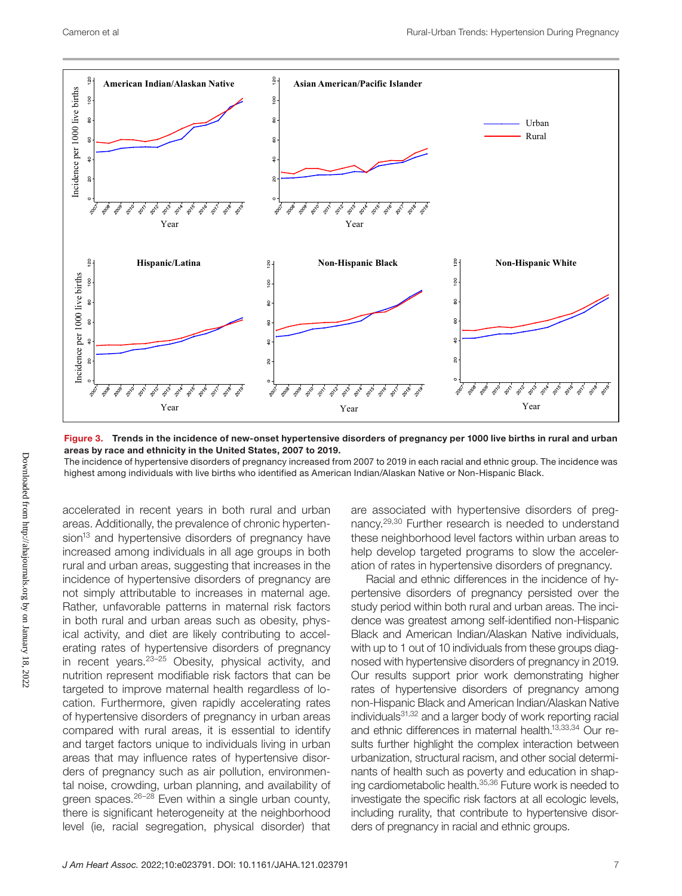**Figure 3. Trends in the incidence of new-onset hypertensive disorders of pregnancy per 1000 live births in rural and urban areas by race and ethnicity in the United States, 2007 to 2019.**

The incidence of hypertensive disorders of pregnancy increased from 2007 to 2019 in each racial and ethnic group. The incidence was highest among individuals with live births who identified as American Indian/Alaskan Native or Non-Hispanic Black.

accelerated in recent years in both rural and urban areas. Additionally, the prevalence of chronic hypertension[13] and hypertensive disorders of pregnancy have increased among individuals in all age groups in both rural and urban areas, suggesting that increases in the incidence of hypertensive disorders of pregnancy are not simply attributable to increases in maternal age. Rather, unfavorable patterns in maternal risk factors in both rural and urban areas such as obesity, physical activity, and diet are likely contributing to accelerating rates of hypertensive disorders of pregnancy in recent years.[23–25] Obesity, physical activity, and nutrition represent modifiable risk factors that can be targeted to improve maternal health regardless of location. Furthermore, given rapidly accelerating rates of hypertensive disorders of pregnancy in urban areas compared with rural areas, it is essential to identify and target factors unique to individuals living in urban areas that may influence rates of hypertensive disorders of pregnancy such as air pollution, environmental noise, crowding, urban planning, and availability of green spaces.[26–28] Even within a single urban county, there is significant heterogeneity at the neighborhood level (ie, racial segregation, physical disorder) that are associated with hypertensive disorders of pregnancy.[29,30] Further research is needed to understand these neighborhood level factors within urban areas to help develop targeted programs to slow the acceleration of rates in hypertensive disorders of pregnancy.

Racial and ethnic differences in the incidence of hypertensive disorders of pregnancy persisted over the study period within both rural and urban areas. The incidence was greatest among self-identified non-Hispanic Black and American Indian/Alaskan Native individuals, with up to 1 out of 10 individuals from these groups diagnosed with hypertensive disorders of pregnancy in 2019. Our results support prior work demonstrating higher rates of hypertensive disorders of pregnancy among non-Hispanic Black and American Indian/Alaskan Native individuals[31,32] and a larger body of work reporting racial and ethnic differences in maternal health.[13,33,34] Our results further highlight the complex interaction between urbanization, structural racism, and other social determinants of health such as poverty and education in shaping cardiometabolic health.[35,36] Future work is needed to investigate the specific risk factors at all ecologic levels, including rurality, that contribute to hypertensive disorders of pregnancy in racial and ethnic groups.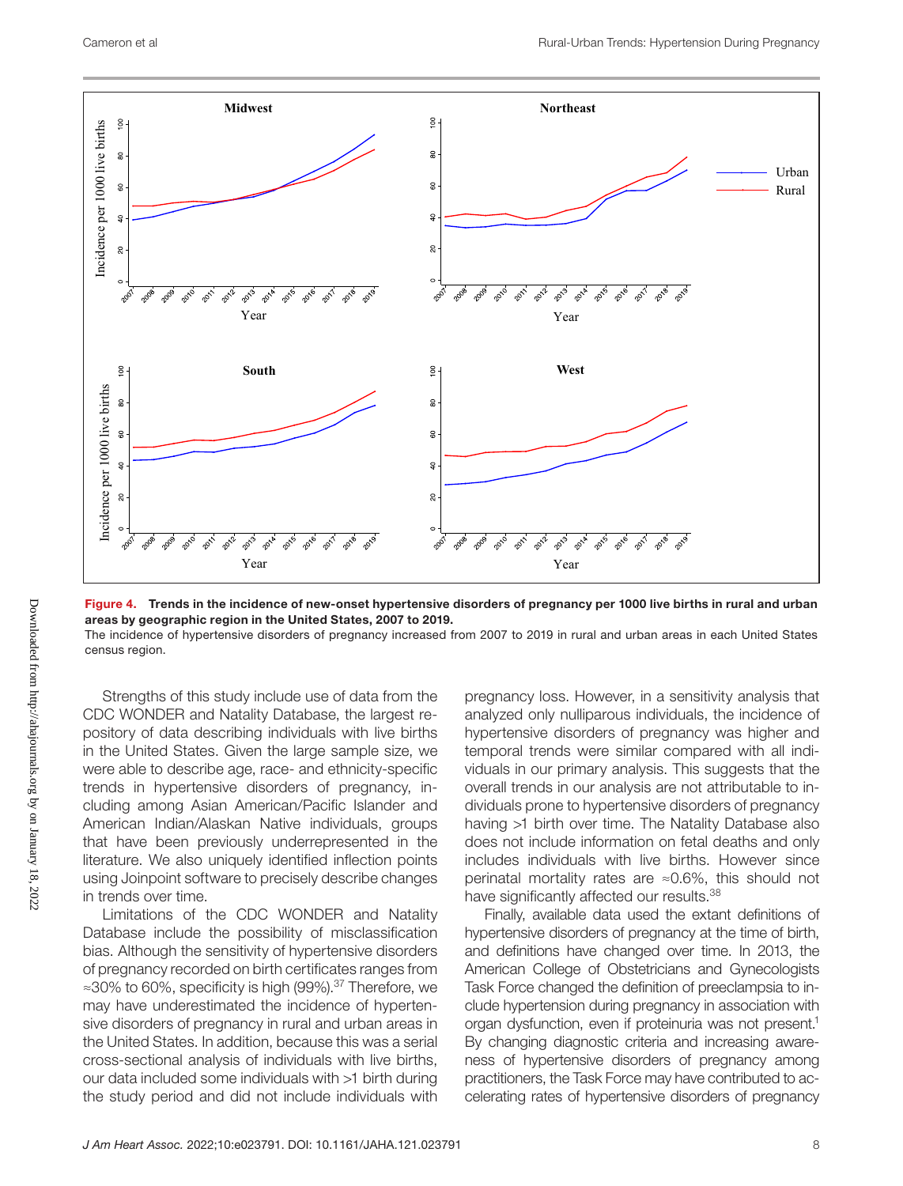**Figure 4. Trends in the incidence of new-onset hypertensive disorders of pregnancy per 1000 live births in rural and urban areas by geographic region in the United States, 2007 to 2019.**

The incidence of hypertensive disorders of pregnancy increased from 2007 to 2019 in rural and urban areas in each United States census region.

Strengths of this study include use of data from the CDC WONDER and Natality Database, the largest repository of data describing individuals with live births in the United States. Given the large sample size, we were able to describe age, race- and ethnicity-specific trends in hypertensive disorders of pregnancy, including among Asian American/Pacific Islander and American Indian/Alaskan Native individuals, groups that have been previously underrepresented in the literature. We also uniquely identified inflection points using Joinpoint software to precisely describe changes in trends over time.

Limitations of the CDC WONDER and Natality Database include the possibility of misclassification bias. Although the sensitivity of hypertensive disorders of pregnancy recorded on birth certificates ranges from ≈30% to 60%, specificity is high (99%).[37] Therefore, we may have underestimated the incidence of hypertensive disorders of pregnancy in rural and urban areas in the United States. In addition, because this was a serial cross-sectional analysis of individuals with live births, our data included some individuals with >1 birth during the study period and did not include individuals with pregnancy loss. However, in a sensitivity analysis that analyzed only nulliparous individuals, the incidence of hypertensive disorders of pregnancy was higher and temporal trends were similar compared with all individuals in our primary analysis. This suggests that the overall trends in our analysis are not attributable to individuals prone to hypertensive disorders of pregnancy having >1 birth over time. The Natality Database also does not include information on fetal deaths and only includes individuals with live births. However since perinatal mortality rates are ≈0.6%, this should not have significantly affected our results.[38]

Finally, available data used the extant definitions of hypertensive disorders of pregnancy at the time of birth, and definitions have changed over time. In 2013, the American College of Obstetricians and Gynecologists Task Force changed the definition of preeclampsia to include hypertension during pregnancy in association with organ dysfunction, even if proteinuria was not present.[1] By changing diagnostic criteria and increasing awareness of hypertensive disorders of pregnancy among practitioners, the Task Force may have contributed to accelerating rates of hypertensive disorders of pregnancy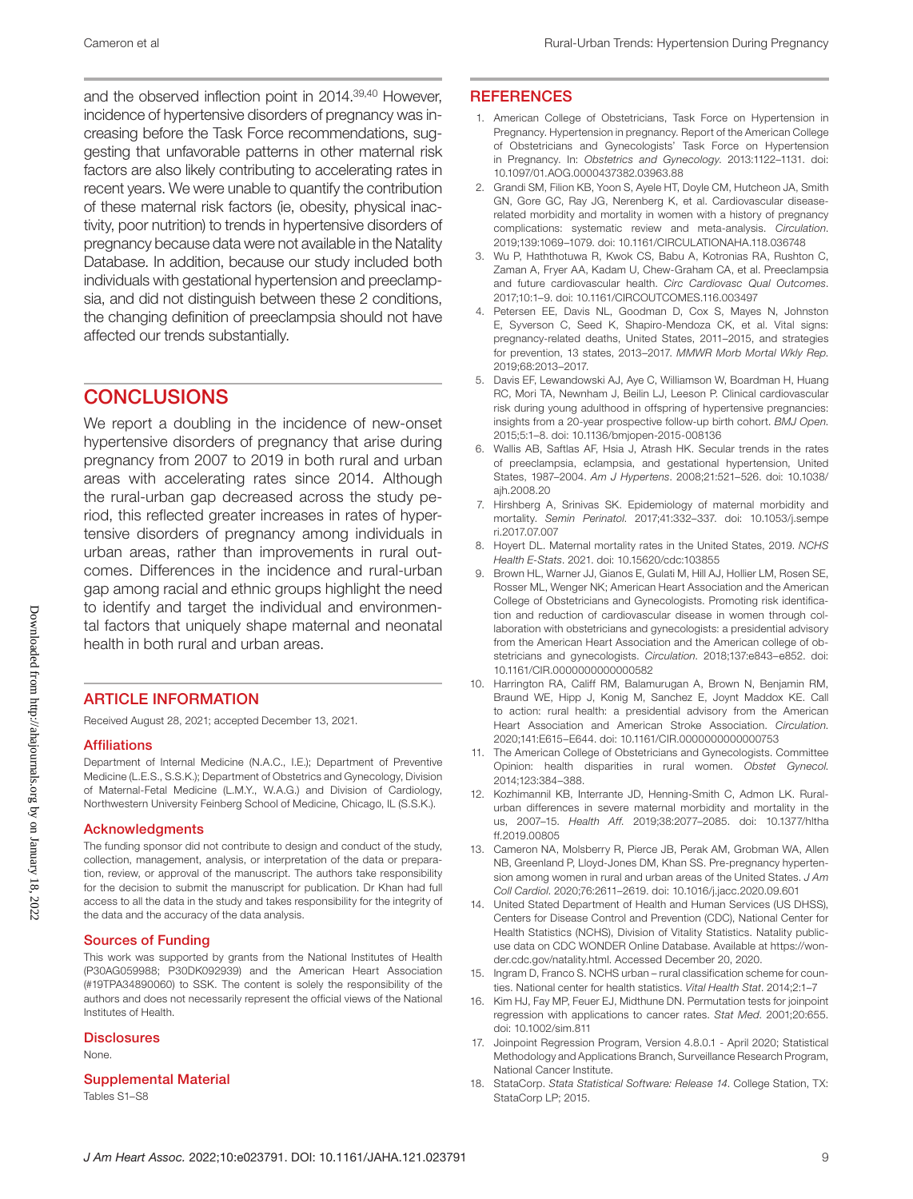and the observed inflection point in 2014.[39,40] However, incidence of hypertensive disorders of pregnancy was increasing before the Task Force recommendations, suggesting that unfavorable patterns in other maternal risk factors are also likely contributing to accelerating rates in recent years. We were unable to quantify the contribution of these maternal risk factors (ie, obesity, physical inactivity, poor nutrition) to trends in hypertensive disorders of pregnancy because data were not available in the Natality Database. In addition, because our study included both individuals with gestational hypertension and preeclampsia, and did not distinguish between these 2 conditions, the changing definition of preeclampsia should not have affected our trends substantially.

## CONCLUSIONS

We report a doubling in the incidence of new-onset hypertensive disorders of pregnancy that arise during pregnancy from 2007 to 2019 in both rural and urban areas with accelerating rates since 2014. Although the rural-urban gap decreased across the study period, this reflected greater increases in rates of hypertensive disorders of pregnancy among individuals in urban areas, rather than improvements in rural outcomes. Differences in the incidence and rural-urban gap among racial and ethnic groups highlight the need to identify and target the individual and environmental factors that uniquely shape maternal and neonatal health in both rural and urban areas.

## ARTICLE INFORMATION

Received August 28, 2021; accepted December 13, 2021.

### Affiliations

Department of Internal Medicine (N.A.C., I.E.); Department of Preventive Medicine (L.E.S., S.S.K.); Department of Obstetrics and Gynecology, Division of Maternal-Fetal Medicine (L.M.Y., W.A.G.) and Division of Cardiology, Northwestern University Feinberg School of Medicine, Chicago, IL (S.S.K.).

### Acknowledgments

The funding sponsor did not contribute to design and conduct of the study, collection, management, analysis, or interpretation of the data or preparation, review, or approval of the manuscript. The authors take responsibility for the decision to submit the manuscript for publication. Dr Khan had full access to all the data in the study and takes responsibility for the integrity of the data and the accuracy of the data analysis.

### Sources of Funding

This work was supported by grants from the National Institutes of Health (P30AG059988; P30DK092939) and the American Heart Association (#19TPA34890060) to SSK. The content is solely the responsibility of the authors and does not necessarily represent the official views of the National Institutes of Health.

### Disclosures

None.

### Supplemental Material

Tables S1–S8

## REFERENCES

1. American College of Obstetricians, Task Force on Hypertension in Pregnancy. Hypertension in pregnancy. Report of the American College of Obstetricians and Gynecologists' Task Force on Hypertension in Pregnancy. In: *Obstetrics and Gynecology*. 2013:1122–1131. doi: 10.1097/01.AOG.0000437382.03963.88
2. Grandi SM, Filion KB, Yoon S, Ayele HT, Doyle CM, Hutcheon JA, Smith GN, Gore GC, Ray JG, Nerenberg K, et al. Cardiovascular disease-related morbidity and mortality in women with a history of pregnancy complications: systematic review and meta-analysis. *Circulation*. 2019;139:1069–1079. doi: 10.1161/CIRCULATIONAHA.118.036748
3. Wu P, Haththotuwa R, Kwok CS, Babu A, Kotronias RA, Rushton C, Zaman A, Fryer AA, Kadam U, Chew-Graham CA, et al. Preeclampsia and future cardiovascular health. *Circ Cardiovasc Qual Outcomes*. 2017;10:1–9. doi: 10.1161/CIRCOUTCOMES.116.003497
4. Petersen EE, Davis NL, Goodman D, Cox S, Mayes N, Johnston E, Syverson C, Seed K, Shapiro-Mendoza CK, et al. Vital signs: pregnancy-related deaths, United States, 2011–2015, and strategies for prevention, 13 states, 2013–2017. *MMWR Morb Mortal Wkly Rep*. 2019;68:2013–2017.
5. Davis EF, Lewandowski AJ, Aye C, Williamson W, Boardman H, Huang RC, Mori TA, Newnham J, Beilin LJ, Leeson P. Clinical cardiovascular risk during young adulthood in offspring of hypertensive pregnancies: insights from a 20-year prospective follow-up birth cohort. *BMJ Open*. 2015;5:1–8. doi: 10.1136/bmjopen-2015-008136
6. Wallis AB, Saftlas AF, Hsia J, Atrash HK. Secular trends in the rates of preeclampsia, eclampsia, and gestational hypertension, United States, 1987–2004. *Am J Hypertens*. 2008;21:521–526. doi: 10.1038/ajh.2008.20
7. Hirshberg A, Srinivas SK. Epidemiology of maternal morbidity and mortality. *Semin Perinatol*. 2017;41:332–337. doi: 10.1053/j.semperi.2017.07.007
8. Hoyert DL. Maternal mortality rates in the United States, 2019. *NCHS Health E-Stats*. 2021. doi: 10.15620/cdc:103855
9. Brown HL, Warner JJ, Gianos E, Gulati M, Hill AJ, Hollier LM, Rosen SE, Rosser ML, Wenger NK; American Heart Association and the American College of Obstetricians and Gynecologists. Promoting risk identification and reduction of cardiovascular disease in women through collaboration with obstetricians and gynecologists: a presidential advisory from the American Heart Association and the American college of obstetricians and gynecologists. *Circulation*. 2018;137:e843–e852. doi: 10.1161/CIR.0000000000000582
10. Harrington RA, Califf RM, Balamurugan A, Brown N, Benjamin RM, Braund WE, Hipp J, Konig M, Sanchez E, Joynt Maddox KE. Call to action: rural health: a presidential advisory from the American Heart Association and American Stroke Association. *Circulation*. 2020;141:E615–E644. doi: 10.1161/CIR.0000000000000753
11. The American College of Obstetricians and Gynecologists. Committee Opinion: health disparities in rural women. *Obstet Gynecol*. 2014;123:384–388.
12. Kozhimannil KB, Interrante JD, Henning-Smith C, Admon LK. Rural-urban differences in severe maternal morbidity and mortality in the us, 2007–15. *Health Aff*. 2019;38:2077–2085. doi: 10.1377/hlthaff.2019.00805
13. Cameron NA, Molsberry R, Pierce JB, Perak AM, Grobman WA, Allen NB, Greenland P, Lloyd-Jones DM, Khan SS. Pre-pregnancy hypertension among women in rural and urban areas of the United States. *J Am Coll Cardiol*. 2020;76:2611–2619. doi: 10.1016/j.jacc.2020.09.601
14. United Stated Department of Health and Human Services (US DHSS), Centers for Disease Control and Prevention (CDC), National Center for Health Statistics (NCHS), Division of Vitality Statistics. Natality public-use data on CDC WONDER Online Database. Available at https://wonder.cdc.gov/natality.html. Accessed December 20, 2020.
15. Ingram D, Franco S. NCHS urban – rural classification scheme for counties. National center for health statistics. *Vital Health Stat*. 2014;2:1–7
16. Kim HJ, Fay MP, Feuer EJ, Midthune DN. Permutation tests for joinpoint regression with applications to cancer rates. *Stat Med*. 2001;20:655. doi: 10.1002/sim.811
17. Joinpoint Regression Program, Version 4.8.0.1 - April 2020; Statistical Methodology and Applications Branch, Surveillance Research Program, National Cancer Institute.
18. StataCorp. *Stata Statistical Software: Release 14*. College Station, TX: StataCorp LP; 2015.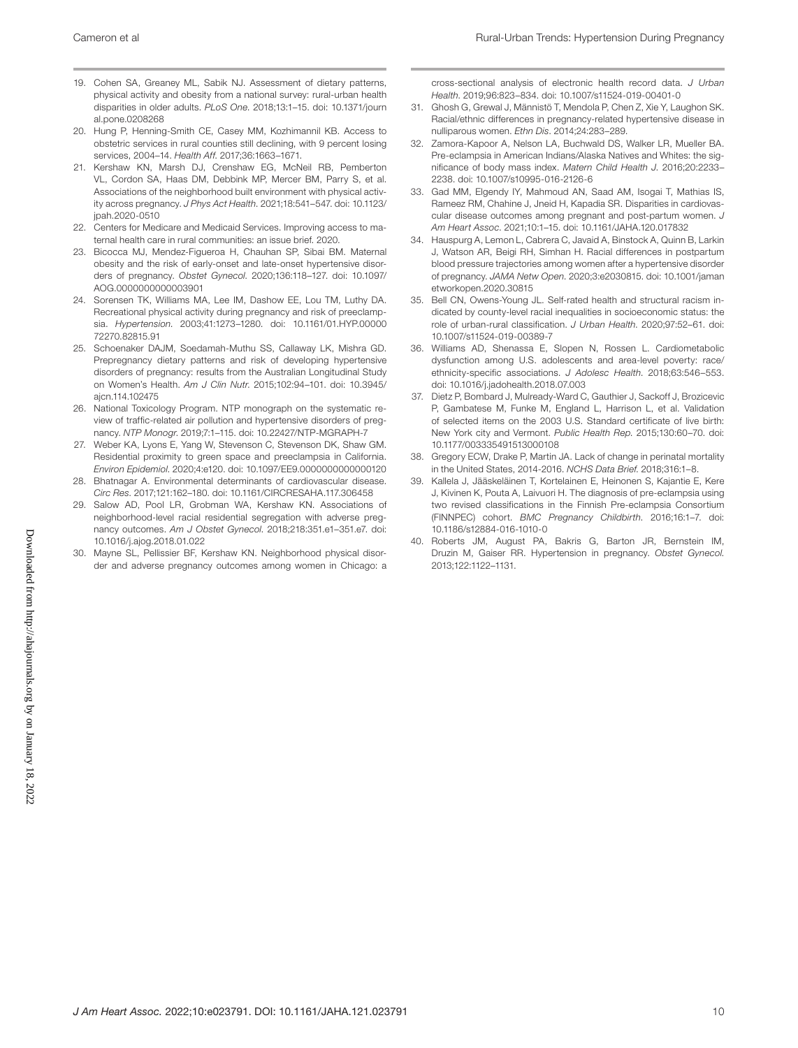19. Cohen SA, Greaney ML, Sabik NJ. Assessment of dietary patterns, physical activity and obesity from a national survey: rural-urban health disparities in older adults. *PLoS One*. 2018;13:1–15. doi: 10.1371/journal.pone.0208268
20. Hung P, Henning-Smith CE, Casey MM, Kozhimannil KB. Access to obstetric services in rural counties still declining, with 9 percent losing services, 2004–14. *Health Aff*. 2017;36:1663–1671.
21. Kershaw KN, Marsh DJ, Crenshaw EG, McNeil RB, Pemberton VL, Cordon SA, Haas DM, Debbink MP, Mercer BM, Parry S, et al. Associations of the neighborhood built environment with physical activity across pregnancy. *J Phys Act Health*. 2021;18:541–547. doi: 10.1123/jpah.2020-0510
22. Centers for Medicare and Medicaid Services. Improving access to maternal health care in rural communities: an issue brief. 2020.
23. Bicocca MJ, Mendez-Figueroa H, Chauhan SP, Sibai BM. Maternal obesity and the risk of early-onset and late-onset hypertensive disorders of pregnancy. *Obstet Gynecol*. 2020;136:118–127. doi: 10.1097/AOG.0000000000003901
24. Sorensen TK, Williams MA, Lee IM, Dashow EE, Lou TM, Luthy DA. Recreational physical activity during pregnancy and risk of preeclampsia. *Hypertension*. 2003;41:1273–1280. doi: 10.1161/01.HYP.0000072270.82815.91
25. Schoenaker DAJM, Soedamah-Muthu SS, Callaway LK, Mishra GD. Prepregnancy dietary patterns and risk of developing hypertensive disorders of pregnancy: results from the Australian Longitudinal Study on Women's Health. *Am J Clin Nutr*. 2015;102:94–101. doi: 10.3945/ajcn.114.102475
26. National Toxicology Program. NTP monograph on the systematic review of traffic-related air pollution and hypertensive disorders of pregnancy. *NTP Monogr*. 2019;7:1–115. doi: 10.22427/NTP-MGRAPH-7
27. Weber KA, Lyons E, Yang W, Stevenson C, Stevenson DK, Shaw GM. Residential proximity to green space and preeclampsia in California. *Environ Epidemiol*. 2020;4:e120. doi: 10.1097/EE9.0000000000000120
28. Bhatnagar A. Environmental determinants of cardiovascular disease. *Circ Res*. 2017;121:162–180. doi: 10.1161/CIRCRESAHA.117.306458
29. Salow AD, Pool LR, Grobman WA, Kershaw KN. Associations of neighborhood-level racial residential segregation with adverse pregnancy outcomes. *Am J Obstet Gynecol*. 2018;218:351.e1–351.e7. doi: 10.1016/j.ajog.2018.01.022
30. Mayne SL, Pellissier BF, Kershaw KN. Neighborhood physical disorder and adverse pregnancy outcomes among women in Chicago: a cross-sectional analysis of electronic health record data. *J Urban Health*. 2019;96:823–834. doi: 10.1007/s11524-019-00401-0
31. Ghosh G, Grewal J, Männistö T, Mendola P, Chen Z, Xie Y, Laughon SK. Racial/ethnic differences in pregnancy-related hypertensive disease in nulliparous women. *Ethn Dis*. 2014;24:283–289.
32. Zamora-Kapoor A, Nelson LA, Buchwald DS, Walker LR, Mueller BA. Pre-eclampsia in American Indians/Alaska Natives and Whites: the significance of body mass index. *Matern Child Health J*. 2016;20:2233–2238. doi: 10.1007/s10995-016-2126-6
33. Gad MM, Elgendy IY, Mahmoud AN, Saad AM, Isogai T, Mathias IS, Rameez RM, Chahine J, Jneid H, Kapadia SR. Disparities in cardiovascular disease outcomes among pregnant and post-partum women. *J Am Heart Assoc*. 2021;10:1–15. doi: 10.1161/JAHA.120.017832
34. Hauspurg A, Lemon L, Cabrera C, Javaid A, Binstock A, Quinn B, Larkin J, Watson AR, Beigi RH, Simhan H. Racial differences in postpartum blood pressure trajectories among women after a hypertensive disorder of pregnancy. *JAMA Netw Open*. 2020;3:e2030815. doi: 10.1001/jamanetworkopen.2020.30815
35. Bell CN, Owens-Young JL. Self-rated health and structural racism indicated by county-level racial inequalities in socioeconomic status: the role of urban-rural classification. *J Urban Health*. 2020;97:52–61. doi: 10.1007/s11524-019-00389-7
36. Williams AD, Shenassa E, Slopen N, Rossen L. Cardiometabolic dysfunction among U.S. adolescents and area-level poverty: race/ethnicity-specific associations. *J Adolesc Health*. 2018;63:546–553. doi: 10.1016/j.jadohealth.2018.07.003
37. Dietz P, Bombard J, Mulready-Ward C, Gauthier J, Sackoff J, Brozicevic P, Gambatese M, Funke M, England L, Harrison L, et al. Validation of selected items on the 2003 U.S. Standard certificate of live birth: New York city and Vermont. *Public Health Rep*. 2015;130:60–70. doi: 10.1177/003335491513000108
38. Gregory ECW, Drake P, Martin JA. Lack of change in perinatal mortality in the United States, 2014-2016. *NCHS Data Brief*. 2018;316:1–8.
39. Kallela J, Jääskeläinen T, Kortelainen E, Heinonen S, Kajantie E, Kere J, Kivinen K, Pouta A, Laivuori H. The diagnosis of pre-eclampsia using two revised classifications in the Finnish Pre-eclampsia Consortium (FINNPEC) cohort. *BMC Pregnancy Childbirth*. 2016;16:1–7. doi: 10.1186/s12884-016-1010-0
40. Roberts JM, August PA, Bakris G, Barton JR, Bernstein IM, Druzin M, Gaiser RR. Hypertension in pregnancy. *Obstet Gynecol*. 2013;122:1122–1131.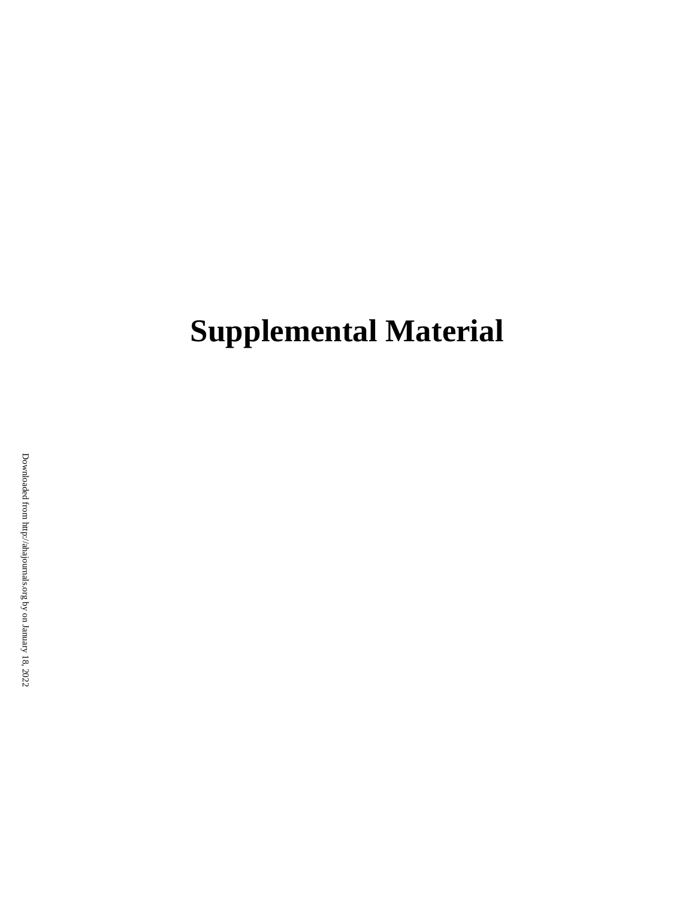# Supplemental Material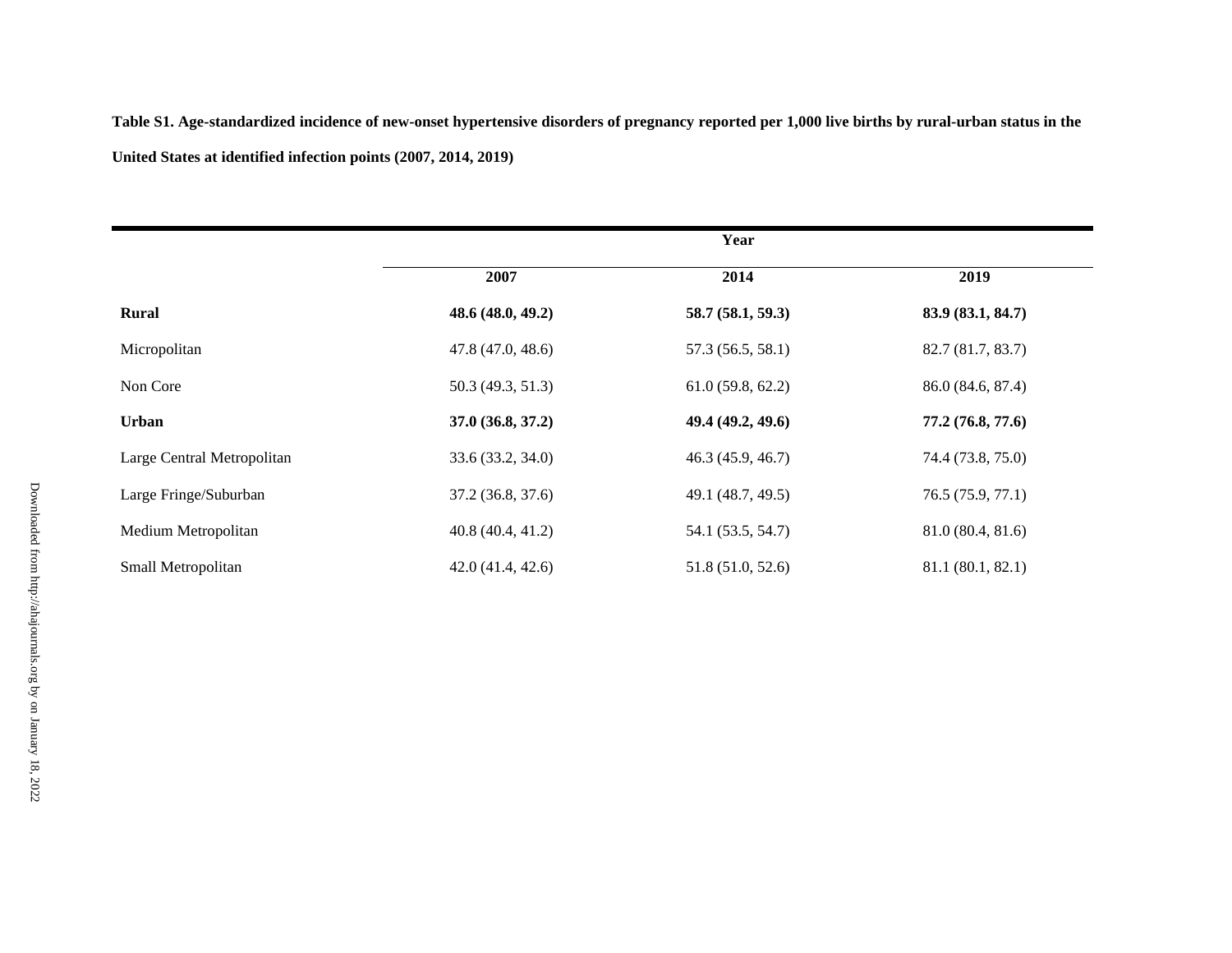**Table S1. Age-standardized incidence of new-onset hypertensive disorders of pregnancy reported per 1,000 live births by rural-urban status in the United States at identified infection points (2007, 2014, 2019)**

| | Year | | |
|---|---|---|---|
| | 2007 | 2014 | 2019 |
| **Rural** | **48.6 (48.0, 49.2)** | **58.7 (58.1, 59.3)** | **83.9 (83.1, 84.7)** |
| Micropolitan | 47.8 (47.0, 48.6) | 57.3 (56.5, 58.1) | 82.7 (81.7, 83.7) |
| Non Core | 50.3 (49.3, 51.3) | 61.0 (59.8, 62.2) | 86.0 (84.6, 87.4) |
| **Urban** | **37.0 (36.8, 37.2)** | **49.4 (49.2, 49.6)** | **77.2 (76.8, 77.6)** |
| Large Central Metropolitan | 33.6 (33.2, 34.0) | 46.3 (45.9, 46.7) | 74.4 (73.8, 75.0) |
| Large Fringe/Suburban | 37.2 (36.8, 37.6) | 49.1 (48.7, 49.5) | 76.5 (75.9, 77.1) |
| Medium Metropolitan | 40.8 (40.4, 41.2) | 54.1 (53.5, 54.7) | 81.0 (80.4, 81.6) |
| Small Metropolitan | 42.0 (41.4, 42.6) | 51.8 (51.0, 52.6) | 81.1 (80.1, 82.1) |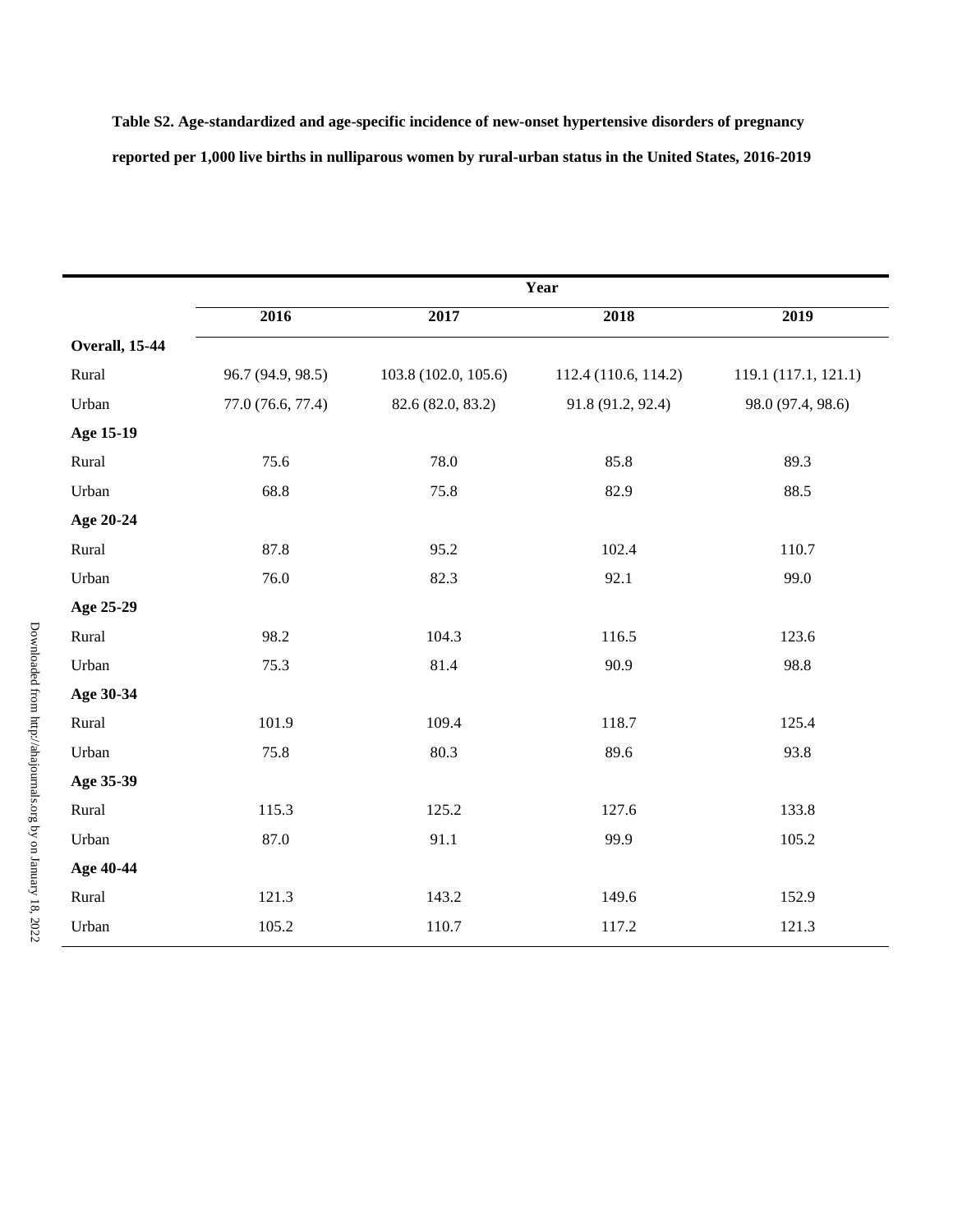**Table S2. Age-standardized and age-specific incidence of new-onset hypertensive disorders of pregnancy reported per 1,000 live births in nulliparous women by rural-urban status in the United States, 2016-2019**

| | Year | | | |
|---|---|---|---|---|
| | 2016 | 2017 | 2018 | 2019 |
| **Overall, 15-44** | | | | |
| Rural | 96.7 (94.9, 98.5) | 103.8 (102.0, 105.6) | 112.4 (110.6, 114.2) | 119.1 (117.1, 121.1) |
| Urban | 77.0 (76.6, 77.4) | 82.6 (82.0, 83.2) | 91.8 (91.2, 92.4) | 98.0 (97.4, 98.6) |
| **Age 15-19** | | | | |
| Rural | 75.6 | 78.0 | 85.8 | 89.3 |
| Urban | 68.8 | 75.8 | 82.9 | 88.5 |
| **Age 20-24** | | | | |
| Rural | 87.8 | 95.2 | 102.4 | 110.7 |
| Urban | 76.0 | 82.3 | 92.1 | 99.0 |
| **Age 25-29** | | | | |
| Rural | 98.2 | 104.3 | 116.5 | 123.6 |
| Urban | 75.3 | 81.4 | 90.9 | 98.8 |
| **Age 30-34** | | | | |
| Rural | 101.9 | 109.4 | 118.7 | 125.4 |
| Urban | 75.8 | 80.3 | 89.6 | 93.8 |
| **Age 35-39** | | | | |
| Rural | 115.3 | 125.2 | 127.6 | 133.8 |
| Urban | 87.0 | 91.1 | 99.9 | 105.2 |
| **Age 40-44** | | | | |
| Rural | 121.3 | 143.2 | 149.6 | 152.9 |
| Urban | 105.2 | 110.7 | 117.2 | 121.3 |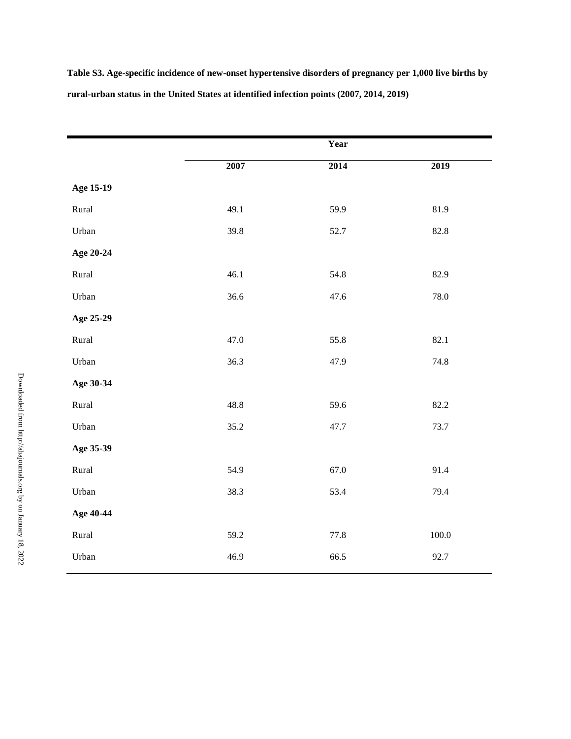**Table S3. Age-specific incidence of new-onset hypertensive disorders of pregnancy per 1,000 live births by rural-urban status in the United States at identified infection points (2007, 2014, 2019)**

| | Year | | |
|---|---|---|---|
| | **2007** | **2014** | **2019** |
| **Age 15-19** | | | |
| Rural | 49.1 | 59.9 | 81.9 |
| Urban | 39.8 | 52.7 | 82.8 |
| **Age 20-24** | | | |
| Rural | 46.1 | 54.8 | 82.9 |
| Urban | 36.6 | 47.6 | 78.0 |
| **Age 25-29** | | | |
| Rural | 47.0 | 55.8 | 82.1 |
| Urban | 36.3 | 47.9 | 74.8 |
| **Age 30-34** | | | |
| Rural | 48.8 | 59.6 | 82.2 |
| Urban | 35.2 | 47.7 | 73.7 |
| **Age 35-39** | | | |
| Rural | 54.9 | 67.0 | 91.4 |
| Urban | 38.3 | 53.4 | 79.4 |
| **Age 40-44** | | | |
| Rural | 59.2 | 77.8 | 100.0 |
| Urban | 46.9 | 66.5 | 92.7 |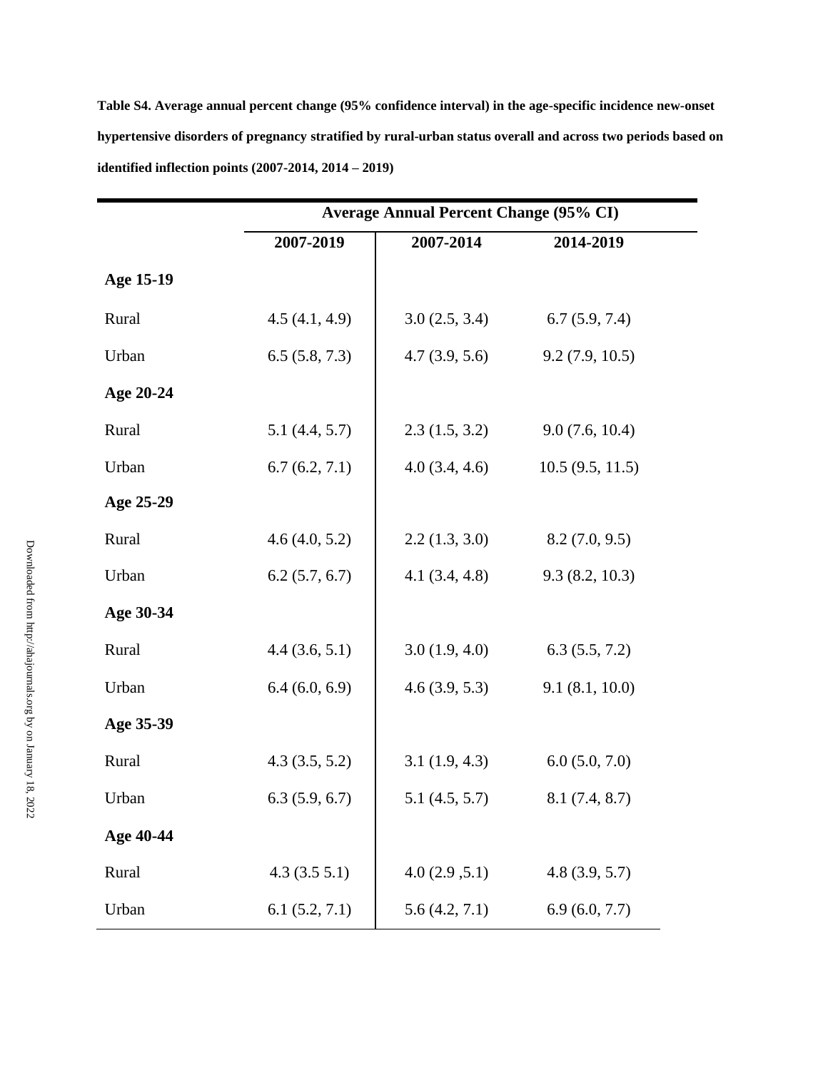**Table S4. Average annual percent change (95% confidence interval) in the age-specific incidence new-onset hypertensive disorders of pregnancy stratified by rural-urban status overall and across two periods based on identified inflection points (2007-2014, 2014 – 2019)**

| | Average Annual Percent Change (95% CI) | | |
|---|---|---|---|
| | 2007-2019 | 2007-2014 | 2014-2019 |
| **Age 15-19** | | | |
| Rural | 4.5 (4.1, 4.9) | 3.0 (2.5, 3.4) | 6.7 (5.9, 7.4) |
| Urban | 6.5 (5.8, 7.3) | 4.7 (3.9, 5.6) | 9.2 (7.9, 10.5) |
| **Age 20-24** | | | |
| Rural | 5.1 (4.4, 5.7) | 2.3 (1.5, 3.2) | 9.0 (7.6, 10.4) |
| Urban | 6.7 (6.2, 7.1) | 4.0 (3.4, 4.6) | 10.5 (9.5, 11.5) |
| **Age 25-29** | | | |
| Rural | 4.6 (4.0, 5.2) | 2.2 (1.3, 3.0) | 8.2 (7.0, 9.5) |
| Urban | 6.2 (5.7, 6.7) | 4.1 (3.4, 4.8) | 9.3 (8.2, 10.3) |
| **Age 30-34** | | | |
| Rural | 4.4 (3.6, 5.1) | 3.0 (1.9, 4.0) | 6.3 (5.5, 7.2) |
| Urban | 6.4 (6.0, 6.9) | 4.6 (3.9, 5.3) | 9.1 (8.1, 10.0) |
| **Age 35-39** | | | |
| Rural | 4.3 (3.5, 5.2) | 3.1 (1.9, 4.3) | 6.0 (5.0, 7.0) |
| Urban | 6.3 (5.9, 6.7) | 5.1 (4.5, 5.7) | 8.1 (7.4, 8.7) |
| **Age 40-44** | | | |
| Rural | 4.3 (3.5 5.1) | 4.0 (2.9 ,5.1) | 4.8 (3.9, 5.7) |
| Urban | 6.1 (5.2, 7.1) | 5.6 (4.2, 7.1) | 6.9 (6.0, 7.7) |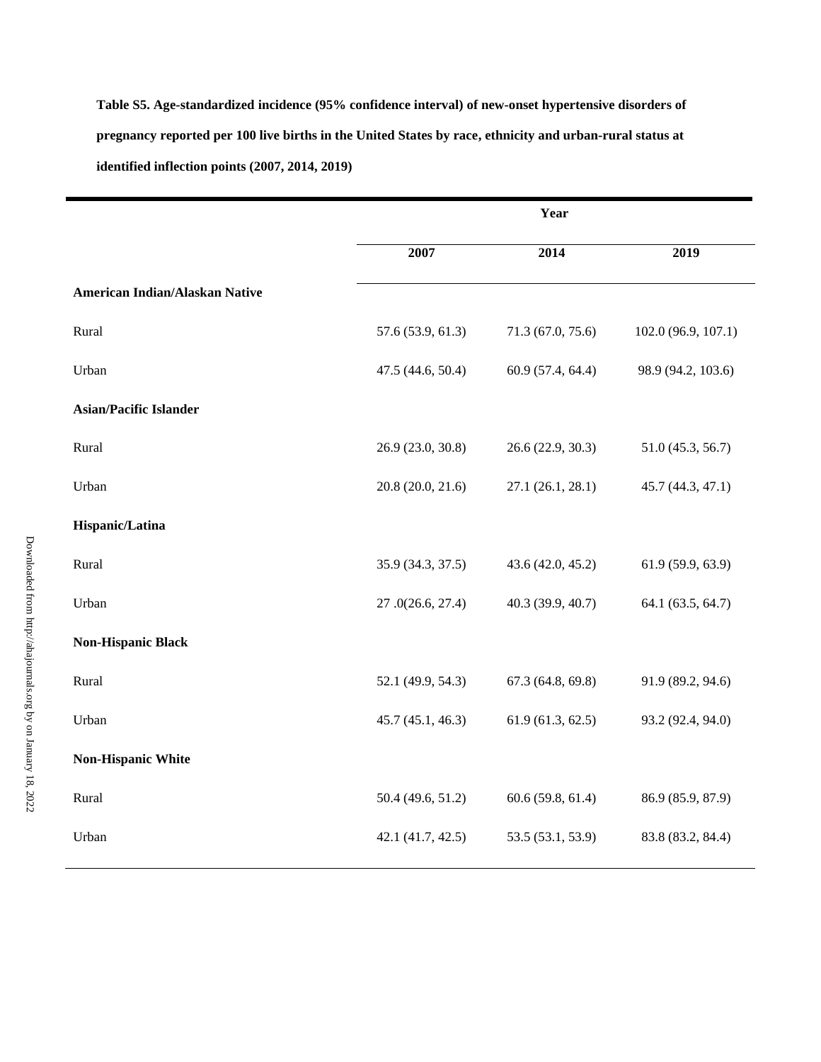**Table S5. Age-standardized incidence (95% confidence interval) of new-onset hypertensive disorders of pregnancy reported per 100 live births in the United States by race, ethnicity and urban-rural status at identified inflection points (2007, 2014, 2019)**

| | Year | | |
|---|---|---|---|
| | **2007** | **2014** | **2019** |
| **American Indian/Alaskan Native** | | | |
| Rural | 57.6 (53.9, 61.3) | 71.3 (67.0, 75.6) | 102.0 (96.9, 107.1) |
| Urban | 47.5 (44.6, 50.4) | 60.9 (57.4, 64.4) | 98.9 (94.2, 103.6) |
| **Asian/Pacific Islander** | | | |
| Rural | 26.9 (23.0, 30.8) | 26.6 (22.9, 30.3) | 51.0 (45.3, 56.7) |
| Urban | 20.8 (20.0, 21.6) | 27.1 (26.1, 28.1) | 45.7 (44.3, 47.1) |
| **Hispanic/Latina** | | | |
| Rural | 35.9 (34.3, 37.5) | 43.6 (42.0, 45.2) | 61.9 (59.9, 63.9) |
| Urban | 27 .0(26.6, 27.4) | 40.3 (39.9, 40.7) | 64.1 (63.5, 64.7) |
| **Non-Hispanic Black** | | | |
| Rural | 52.1 (49.9, 54.3) | 67.3 (64.8, 69.8) | 91.9 (89.2, 94.6) |
| Urban | 45.7 (45.1, 46.3) | 61.9 (61.3, 62.5) | 93.2 (92.4, 94.0) |
| **Non-Hispanic White** | | | |
| Rural | 50.4 (49.6, 51.2) | 60.6 (59.8, 61.4) | 86.9 (85.9, 87.9) |
| Urban | 42.1 (41.7, 42.5) | 53.5 (53.1, 53.9) | 83.8 (83.2, 84.4) |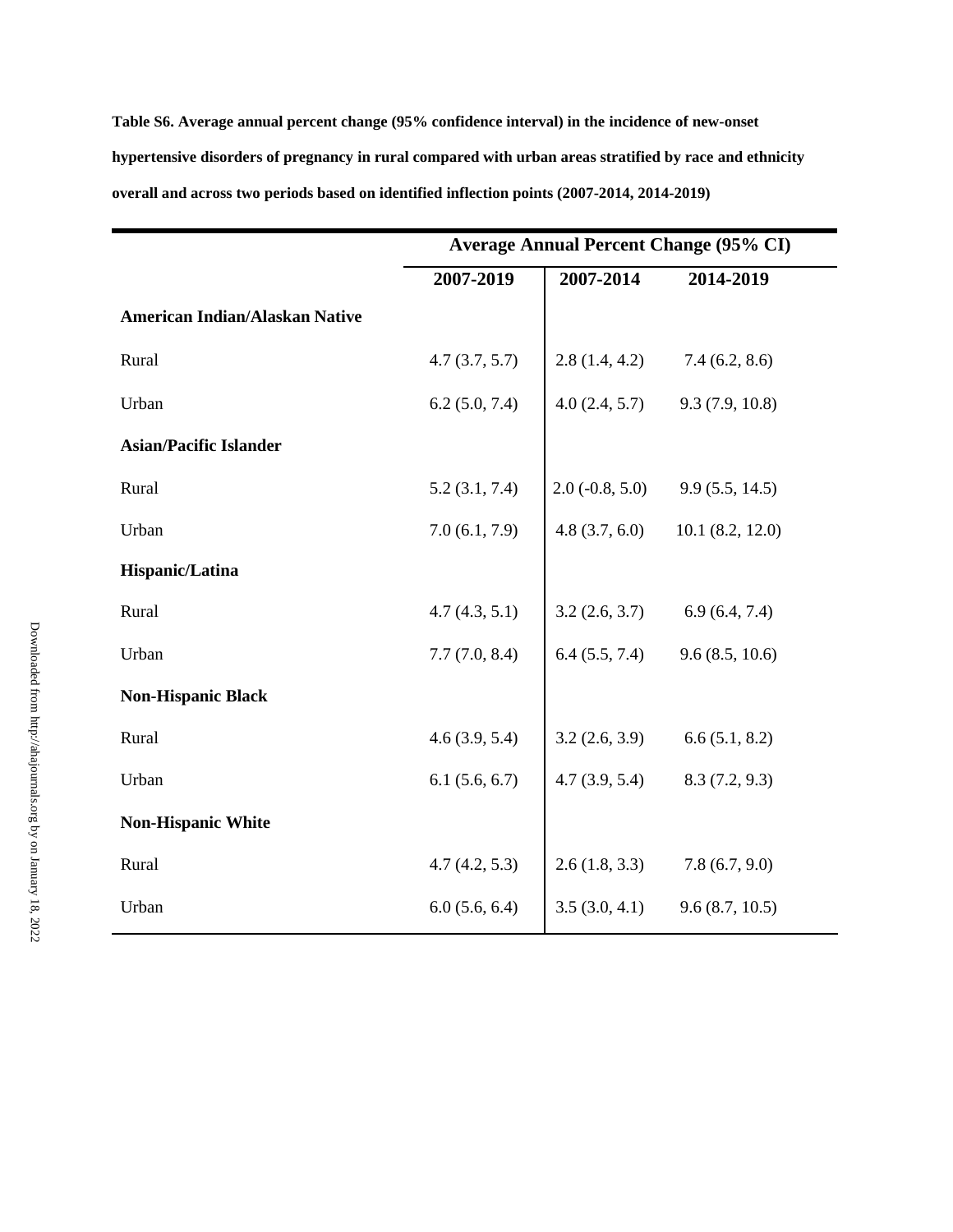**Table S6. Average annual percent change (95% confidence interval) in the incidence of new-onset hypertensive disorders of pregnancy in rural compared with urban areas stratified by race and ethnicity overall and across two periods based on identified inflection points (2007-2014, 2014-2019)**

| | Average Annual Percent Change (95% CI) | | |
|---|---|---|---|
| | **2007-2019** | **2007-2014** | **2014-2019** |
| **American Indian/Alaskan Native** | | | |
| Rural | 4.7 (3.7, 5.7) | 2.8 (1.4, 4.2) | 7.4 (6.2, 8.6) |
| Urban | 6.2 (5.0, 7.4) | 4.0 (2.4, 5.7) | 9.3 (7.9, 10.8) |
| **Asian/Pacific Islander** | | | |
| Rural | 5.2 (3.1, 7.4) | 2.0 (-0.8, 5.0) | 9.9 (5.5, 14.5) |
| Urban | 7.0 (6.1, 7.9) | 4.8 (3.7, 6.0) | 10.1 (8.2, 12.0) |
| **Hispanic/Latina** | | | |
| Rural | 4.7 (4.3, 5.1) | 3.2 (2.6, 3.7) | 6.9 (6.4, 7.4) |
| Urban | 7.7 (7.0, 8.4) | 6.4 (5.5, 7.4) | 9.6 (8.5, 10.6) |
| **Non-Hispanic Black** | | | |
| Rural | 4.6 (3.9, 5.4) | 3.2 (2.6, 3.9) | 6.6 (5.1, 8.2) |
| Urban | 6.1 (5.6, 6.7) | 4.7 (3.9, 5.4) | 8.3 (7.2, 9.3) |
| **Non-Hispanic White** | | | |
| Rural | 4.7 (4.2, 5.3) | 2.6 (1.8, 3.3) | 7.8 (6.7, 9.0) |
| Urban | 6.0 (5.6, 6.4) | 3.5 (3.0, 4.1) | 9.6 (8.7, 10.5) |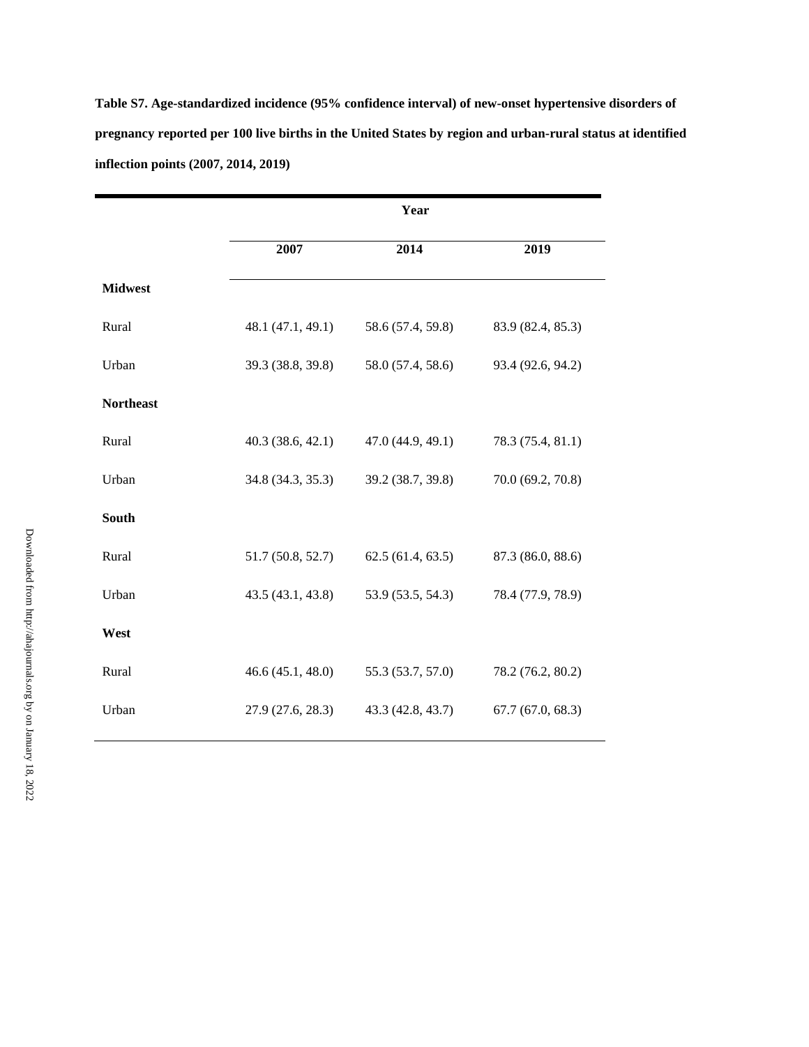**Table S7. Age-standardized incidence (95% confidence interval) of new-onset hypertensive disorders of pregnancy reported per 100 live births in the United States by region and urban-rural status at identified inflection points (2007, 2014, 2019)**

| | Year | | |
|---|---|---|---|
| | 2007 | 2014 | 2019 |
| **Midwest** | | | |
| Rural | 48.1 (47.1, 49.1) | 58.6 (57.4, 59.8) | 83.9 (82.4, 85.3) |
| Urban | 39.3 (38.8, 39.8) | 58.0 (57.4, 58.6) | 93.4 (92.6, 94.2) |
| **Northeast** | | | |
| Rural | 40.3 (38.6, 42.1) | 47.0 (44.9, 49.1) | 78.3 (75.4, 81.1) |
| Urban | 34.8 (34.3, 35.3) | 39.2 (38.7, 39.8) | 70.0 (69.2, 70.8) |
| **South** | | | |
| Rural | 51.7 (50.8, 52.7) | 62.5 (61.4, 63.5) | 87.3 (86.0, 88.6) |
| Urban | 43.5 (43.1, 43.8) | 53.9 (53.5, 54.3) | 78.4 (77.9, 78.9) |
| **West** | | | |
| Rural | 46.6 (45.1, 48.0) | 55.3 (53.7, 57.0) | 78.2 (76.2, 80.2) |
| Urban | 27.9 (27.6, 28.3) | 43.3 (42.8, 43.7) | 67.7 (67.0, 68.3) |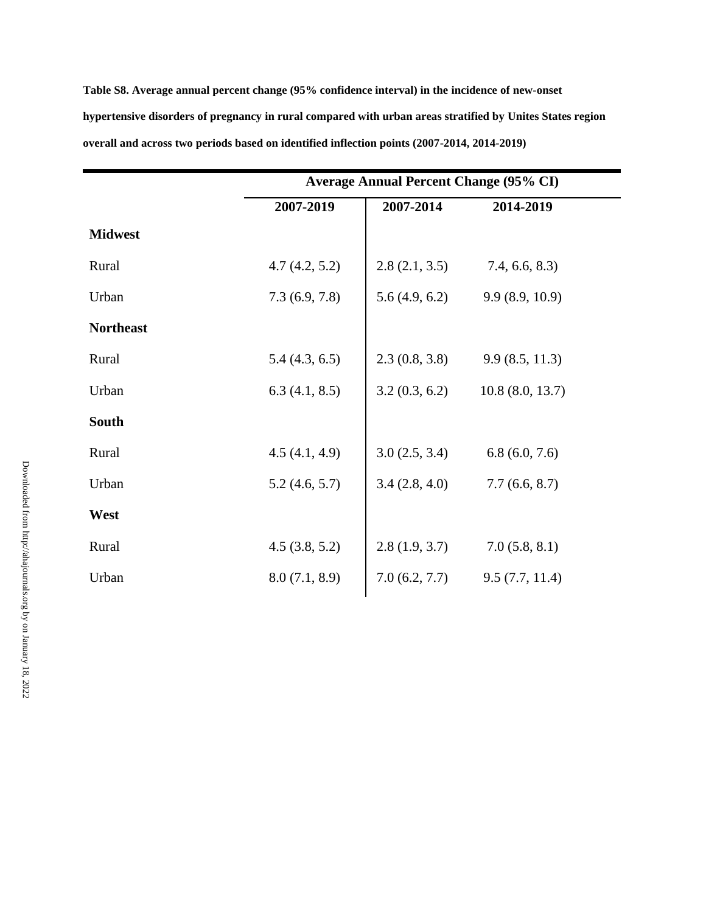**Table S8. Average annual percent change (95% confidence interval) in the incidence of new-onset hypertensive disorders of pregnancy in rural compared with urban areas stratified by Unites States region overall and across two periods based on identified inflection points (2007-2014, 2014-2019)**

| | Average Annual Percent Change (95% CI) | | |
|---|---|---|---|
| | **2007-2019** | **2007-2014** | **2014-2019** |
| **Midwest** | | | |
| Rural | 4.7 (4.2, 5.2) | 2.8 (2.1, 3.5) | 7.4, 6.6, 8.3) |
| Urban | 7.3 (6.9, 7.8) | 5.6 (4.9, 6.2) | 9.9 (8.9, 10.9) |
| **Northeast** | | | |
| Rural | 5.4 (4.3, 6.5) | 2.3 (0.8, 3.8) | 9.9 (8.5, 11.3) |
| Urban | 6.3 (4.1, 8.5) | 3.2 (0.3, 6.2) | 10.8 (8.0, 13.7) |
| **South** | | | |
| Rural | 4.5 (4.1, 4.9) | 3.0 (2.5, 3.4) | 6.8 (6.0, 7.6) |
| Urban | 5.2 (4.6, 5.7) | 3.4 (2.8, 4.0) | 7.7 (6.6, 8.7) |
| **West** | | | |
| Rural | 4.5 (3.8, 5.2) | 2.8 (1.9, 3.7) | 7.0 (5.8, 8.1) |
| Urban | 8.0 (7.1, 8.9) | 7.0 (6.2, 7.7) | 9.5 (7.7, 11.4) |